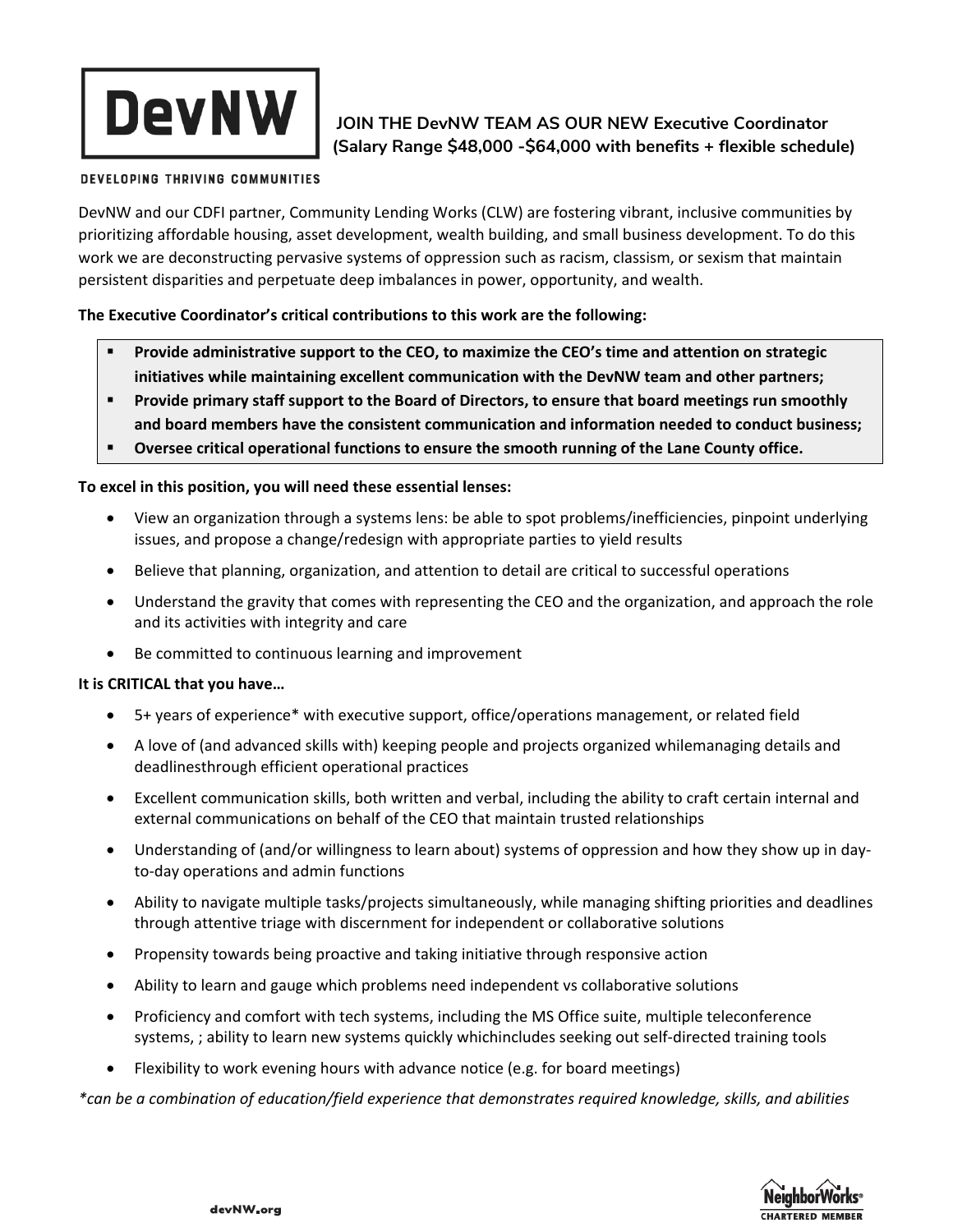**DevNW**

DEVELOPING THRIVING COMMUNITIES

# JOIN THE DevNW TEAM AS OUR NEW Executive Coordinator (Salary Range $48,000 -$64,000 with benefits + flexible schedule)

DevNW and our CDFI partner, Community Lending Works (CLW) are fostering vibrant, inclusive communities by prioritizing affordable housing, asset development, wealth building, and small business development. To do this work we are deconstructing pervasive systems of oppression such as racism, classism, or sexism that maintain persistent disparities and perpetuate deep imbalances in power, opportunity, and wealth.

**The Executive Coordinator's critical contributions to this work are the following:**

- **Provide administrative support to the CEO, to maximize the CEO's time and attention on strategic initiatives while maintaining excellent communication with the DevNW team and other partners;**
- **Provide primary staff support to the Board of Directors, to ensure that board meetings run smoothly and board members have the consistent communication and information needed to conduct business;**
- **Oversee critical operational functions to ensure the smooth running of the Lane County office.**

**To excel in this position, you will need these essential lenses:**

- View an organization through a systems lens: be able to spot problems/inefficiencies, pinpoint underlying issues, and propose a change/redesign with appropriate parties to yield results
- Believe that planning, organization, and attention to detail are critical to successful operations
- Understand the gravity that comes with representing the CEO and the organization, and approach the role and its activities with integrity and care
- Be committed to continuous learning and improvement

**It is CRITICAL that you have…**

- 5+ years of experience* with executive support, office/operations management, or related field
- A love of (and advanced skills with) keeping people and projects organized whilemanaging details and deadlinesthrough efficient operational practices
- Excellent communication skills, both written and verbal, including the ability to craft certain internal and external communications on behalf of the CEO that maintain trusted relationships
- Understanding of (and/or willingness to learn about) systems of oppression and how they show up in day-to-day operations and admin functions
- Ability to navigate multiple tasks/projects simultaneously, while managing shifting priorities and deadlines through attentive triage with discernment for independent or collaborative solutions
- Propensity towards being proactive and taking initiative through responsive action
- Ability to learn and gauge which problems need independent vs collaborative solutions
- Proficiency and comfort with tech systems, including the MS Office suite, multiple teleconference systems, ; ability to learn new systems quickly whichincludes seeking out self-directed training tools
- Flexibility to work evening hours with advance notice (e.g. for board meetings)

*\*can be a combination of education/field experience that demonstrates required knowledge, skills, and abilities*

devNW.org

NeighborWorks® CHARTERED MEMBER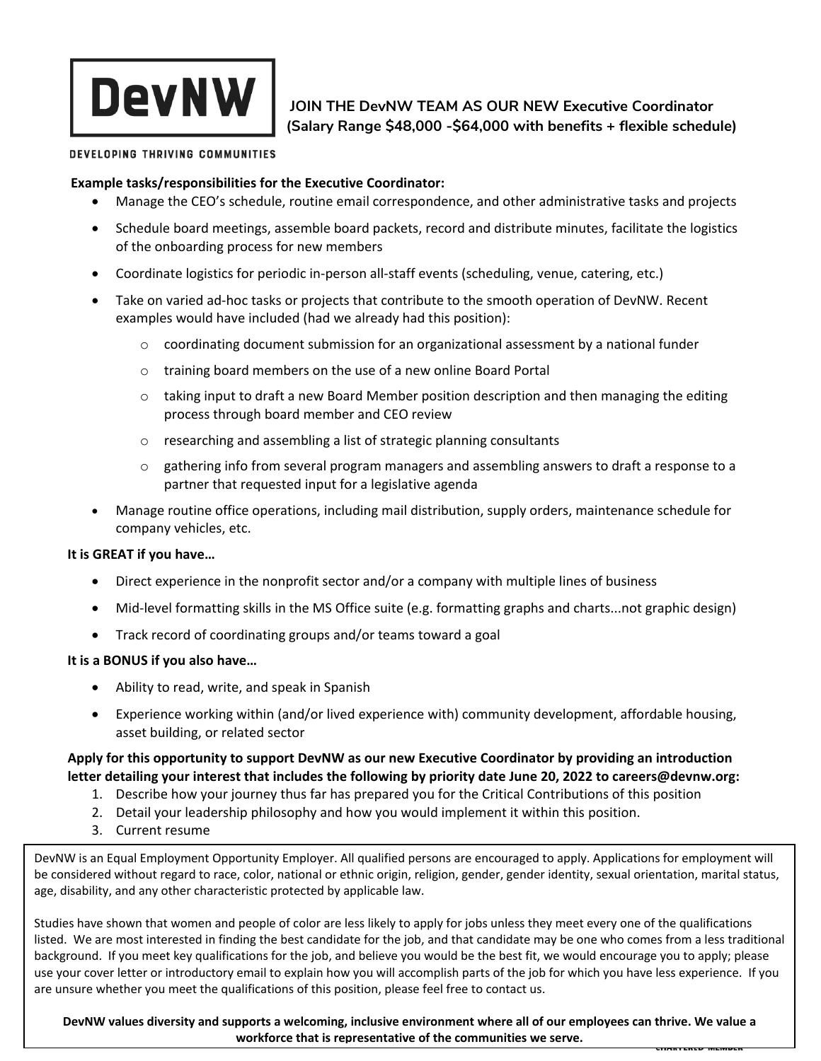DevNW

DEVELOPING THRIVING COMMUNITIES

**JOIN THE DevNW TEAM AS OUR NEW Executive Coordinator (Salary Range $48,000 -$64,000 with benefits + flexible schedule)**

**Example tasks/responsibilities for the Executive Coordinator:**

- Manage the CEO's schedule, routine email correspondence, and other administrative tasks and projects
- Schedule board meetings, assemble board packets, record and distribute minutes, facilitate the logistics of the onboarding process for new members
- Coordinate logistics for periodic in-person all-staff events (scheduling, venue, catering, etc.)
- Take on varied ad-hoc tasks or projects that contribute to the smooth operation of DevNW. Recent examples would have included (had we already had this position):
  - coordinating document submission for an organizational assessment by a national funder
  - training board members on the use of a new online Board Portal
  - taking input to draft a new Board Member position description and then managing the editing process through board member and CEO review
  - researching and assembling a list of strategic planning consultants
  - gathering info from several program managers and assembling answers to draft a response to a partner that requested input for a legislative agenda
- Manage routine office operations, including mail distribution, supply orders, maintenance schedule for company vehicles, etc.

**It is GREAT if you have…**

- Direct experience in the nonprofit sector and/or a company with multiple lines of business
- Mid-level formatting skills in the MS Office suite (e.g. formatting graphs and charts...not graphic design)
- Track record of coordinating groups and/or teams toward a goal

**It is a BONUS if you also have…**

- Ability to read, write, and speak in Spanish
- Experience working within (and/or lived experience with) community development, affordable housing, asset building, or related sector

**Apply for this opportunity to support DevNW as our new Executive Coordinator by providing an introduction letter detailing your interest that includes the following by priority date June 20, 2022 to careers@devnw.org:**

1. Describe how your journey thus far has prepared you for the Critical Contributions of this position
2. Detail your leadership philosophy and how you would implement it within this position.
3. Current resume

DevNW is an Equal Employment Opportunity Employer. All qualified persons are encouraged to apply. Applications for employment will be considered without regard to race, color, national or ethnic origin, religion, gender, gender identity, sexual orientation, marital status, age, disability, and any other characteristic protected by applicable law.

Studies have shown that women and people of color are less likely to apply for jobs unless they meet every one of the qualifications listed. We are most interested in finding the best candidate for the job, and that candidate may be one who comes from a less traditional background. If you meet key qualifications for the job, and believe you would be the best fit, we would encourage you to apply; please use your cover letter or introductory email to explain how you will accomplish parts of the job for which you have less experience. If you are unsure whether you meet the qualifications of this position, please feel free to contact us.

**DevNW values diversity and supports a welcoming, inclusive environment where all of our employees can thrive. We value a workforce that is representative of the communities we serve.**